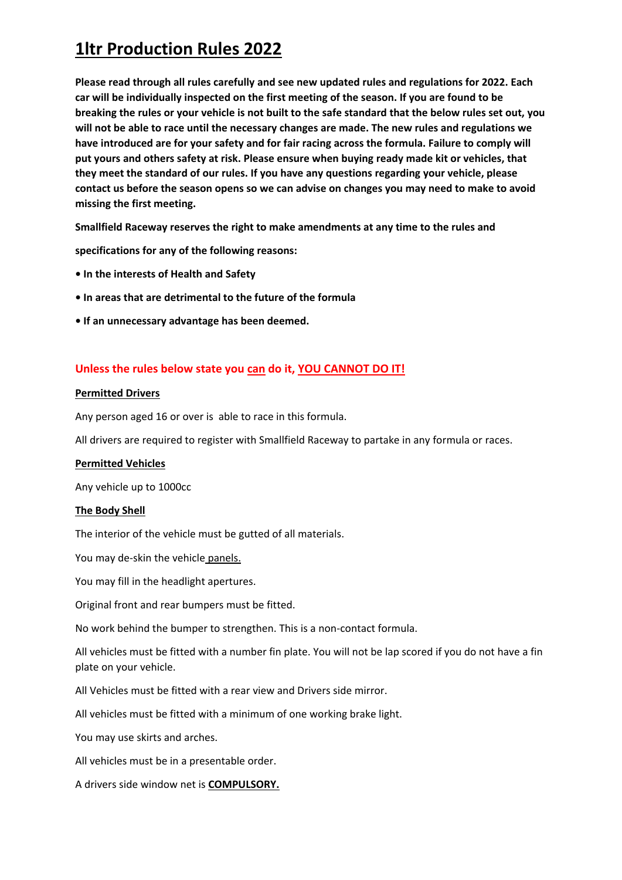# 1ltr Production Rules 2022

**Please read through all rules carefully and see new updated rules and regulations for 2022. Each car will be individually inspected on the first meeting of the season. If you are found to be breaking the rules or your vehicle is not built to the safe standard that the below rules set out, you will not be able to race until the necessary changes are made. The new rules and regulations we have introduced are for your safety and for fair racing across the formula. Failure to comply will put yours and others safety at risk. Please ensure when buying ready made kit or vehicles, that they meet the standard of our rules. If you have any questions regarding your vehicle, please contact us before the season opens so we can advise on changes you may need to make to avoid missing the first meeting.**

**Smallfield Raceway reserves the right to make amendments at any time to the rules and**

**specifications for any of the following reasons:**

- **In the interests of Health and Safety**
- **In areas that are detrimental to the future of the formula**
- **If an unnecessary advantage has been deemed.**

**Unless the rules below state you can do it, YOU CANNOT DO IT!**

**Permitted Drivers**

Any person aged 16 or over is able to race in this formula.

All drivers are required to register with Smallfield Raceway to partake in any formula or races.

**Permitted Vehicles**

Any vehicle up to 1000cc

**The Body Shell**

The interior of the vehicle must be gutted of all materials.

You may de-skin the vehicle panels.

You may fill in the headlight apertures.

Original front and rear bumpers must be fitted.

No work behind the bumper to strengthen. This is a non-contact formula.

All vehicles must be fitted with a number fin plate. You will not be lap scored if you do not have a fin plate on your vehicle.

All Vehicles must be fitted with a rear view and Drivers side mirror.

All vehicles must be fitted with a minimum of one working brake light.

You may use skirts and arches.

All vehicles must be in a presentable order.

A drivers side window net is **COMPULSORY.**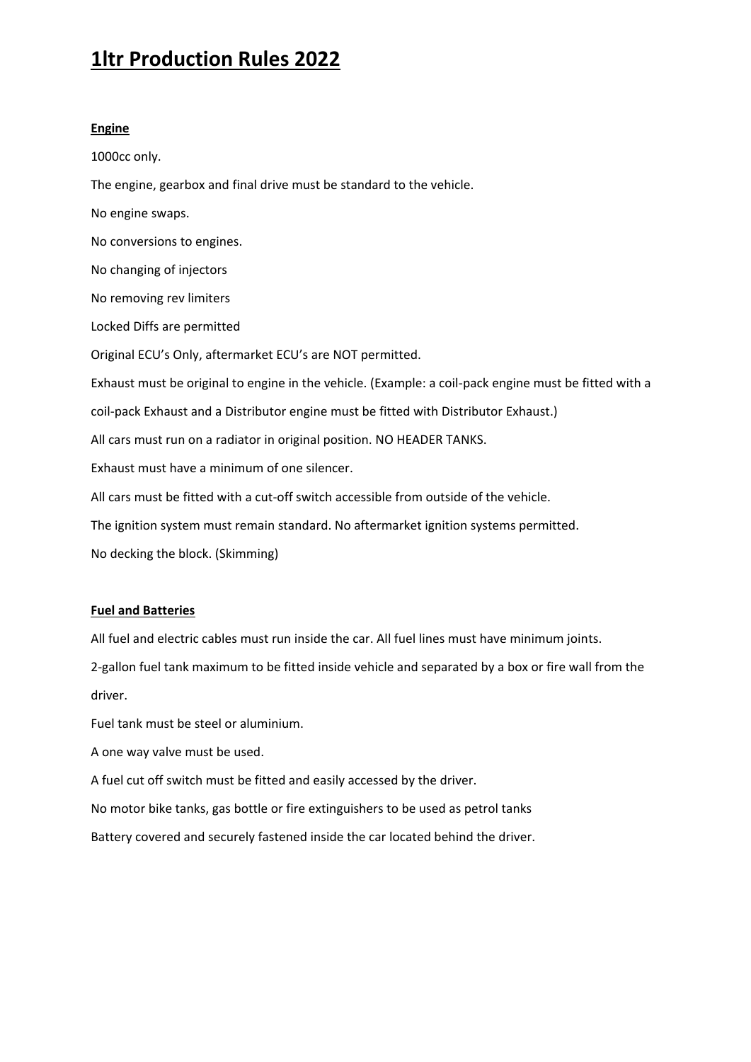# 1ltr Production Rules 2022

**Engine**

1000cc only.

The engine, gearbox and final drive must be standard to the vehicle.

No engine swaps.

No conversions to engines.

No changing of injectors

No removing rev limiters

Locked Diffs are permitted

Original ECU's Only, aftermarket ECU's are NOT permitted.

Exhaust must be original to engine in the vehicle. (Example: a coil-pack engine must be fitted with a coil-pack Exhaust and a Distributor engine must be fitted with Distributor Exhaust.)

All cars must run on a radiator in original position. NO HEADER TANKS.

Exhaust must have a minimum of one silencer.

All cars must be fitted with a cut-off switch accessible from outside of the vehicle.

The ignition system must remain standard. No aftermarket ignition systems permitted.

No decking the block. (Skimming)

**Fuel and Batteries**

All fuel and electric cables must run inside the car. All fuel lines must have minimum joints.

2-gallon fuel tank maximum to be fitted inside vehicle and separated by a box or fire wall from the driver.

Fuel tank must be steel or aluminium.

A one way valve must be used.

A fuel cut off switch must be fitted and easily accessed by the driver.

No motor bike tanks, gas bottle or fire extinguishers to be used as petrol tanks

Battery covered and securely fastened inside the car located behind the driver.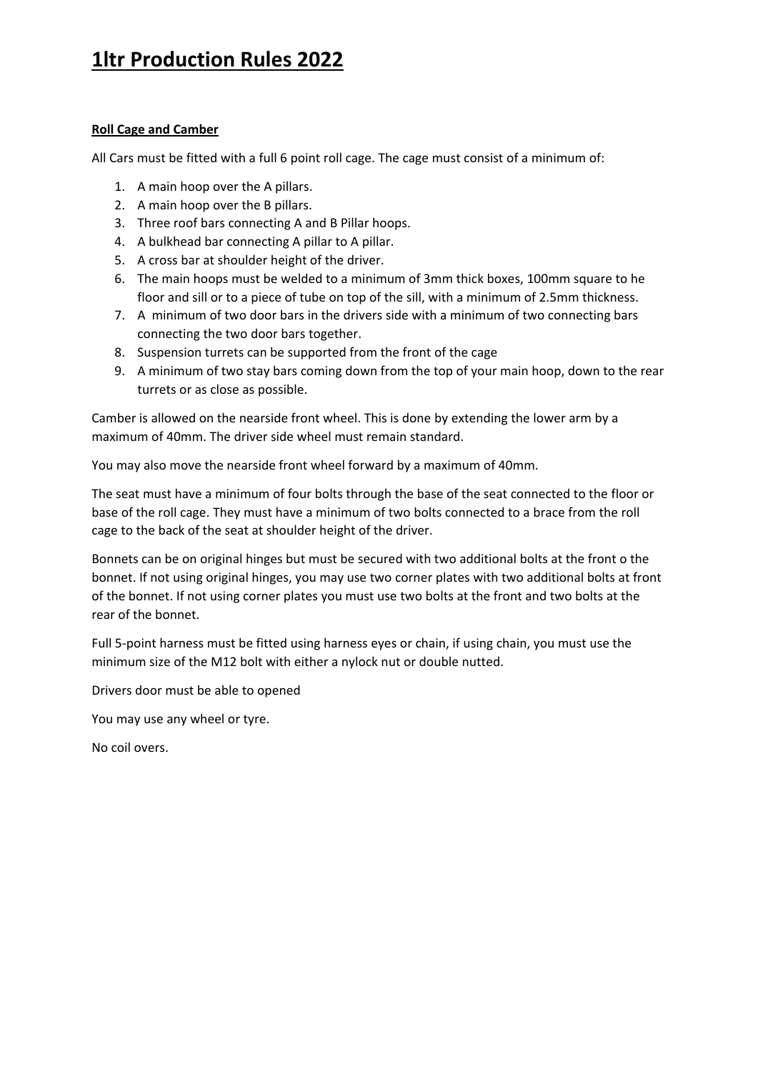# 1ltr Production Rules 2022

**Roll Cage and Camber**

All Cars must be fitted with a full 6 point roll cage. The cage must consist of a minimum of:

1. A main hoop over the A pillars.
2. A main hoop over the B pillars.
3. Three roof bars connecting A and B Pillar hoops.
4. A bulkhead bar connecting A pillar to A pillar.
5. A cross bar at shoulder height of the driver.
6. The main hoops must be welded to a minimum of 3mm thick boxes, 100mm square to he floor and sill or to a piece of tube on top of the sill, with a minimum of 2.5mm thickness.
7. A minimum of two door bars in the drivers side with a minimum of two connecting bars connecting the two door bars together.
8. Suspension turrets can be supported from the front of the cage
9. A minimum of two stay bars coming down from the top of your main hoop, down to the rear turrets or as close as possible.

Camber is allowed on the nearside front wheel. This is done by extending the lower arm by a maximum of 40mm. The driver side wheel must remain standard.

You may also move the nearside front wheel forward by a maximum of 40mm.

The seat must have a minimum of four bolts through the base of the seat connected to the floor or base of the roll cage. They must have a minimum of two bolts connected to a brace from the roll cage to the back of the seat at shoulder height of the driver.

Bonnets can be on original hinges but must be secured with two additional bolts at the front o the bonnet. If not using original hinges, you may use two corner plates with two additional bolts at front of the bonnet. If not using corner plates you must use two bolts at the front and two bolts at the rear of the bonnet.

Full 5-point harness must be fitted using harness eyes or chain, if using chain, you must use the minimum size of the M12 bolt with either a nylock nut or double nutted.

Drivers door must be able to opened

You may use any wheel or tyre.

No coil overs.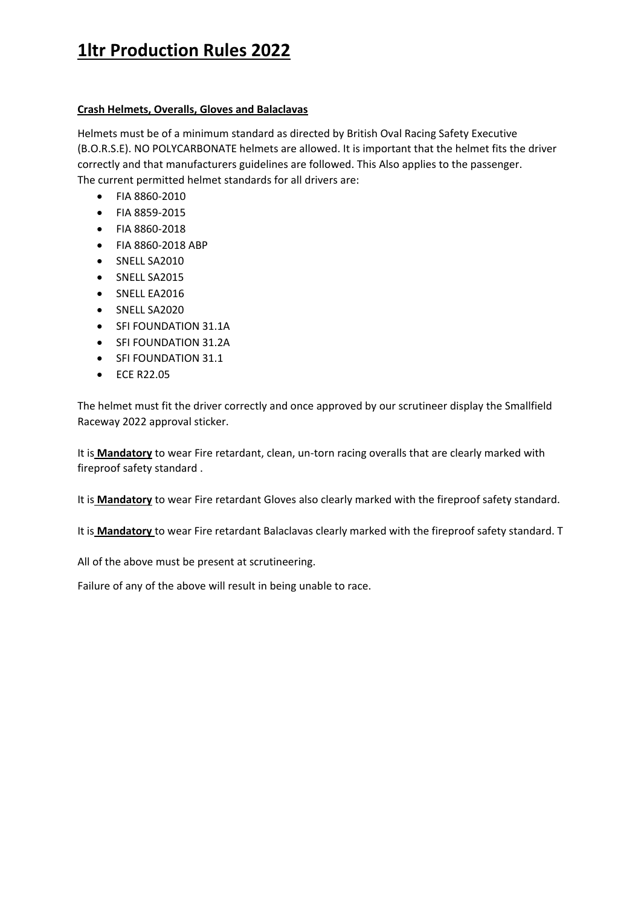# 1ltr Production Rules 2022

**Crash Helmets, Overalls, Gloves and Balaclavas**

Helmets must be of a minimum standard as directed by British Oval Racing Safety Executive (B.O.R.S.E). NO POLYCARBONATE helmets are allowed. It is important that the helmet fits the driver correctly and that manufacturers guidelines are followed. This Also applies to the passenger. The current permitted helmet standards for all drivers are:

- FIA 8860-2010
- FIA 8859-2015
- FIA 8860-2018
- FIA 8860-2018 ABP
- SNELL SA2010
- SNELL SA2015
- SNELL EA2016
- SNELL SA2020
- SFI FOUNDATION 31.1A
- SFI FOUNDATION 31.2A
- SFI FOUNDATION 31.1
- ECE R22.05

The helmet must fit the driver correctly and once approved by our scrutineer display the Smallfield Raceway 2022 approval sticker.

It is **Mandatory** to wear Fire retardant, clean, un-torn racing overalls that are clearly marked with fireproof safety standard .

It is **Mandatory** to wear Fire retardant Gloves also clearly marked with the fireproof safety standard.

It is **Mandatory** to wear Fire retardant Balaclavas clearly marked with the fireproof safety standard. T

All of the above must be present at scrutineering.

Failure of any of the above will result in being unable to race.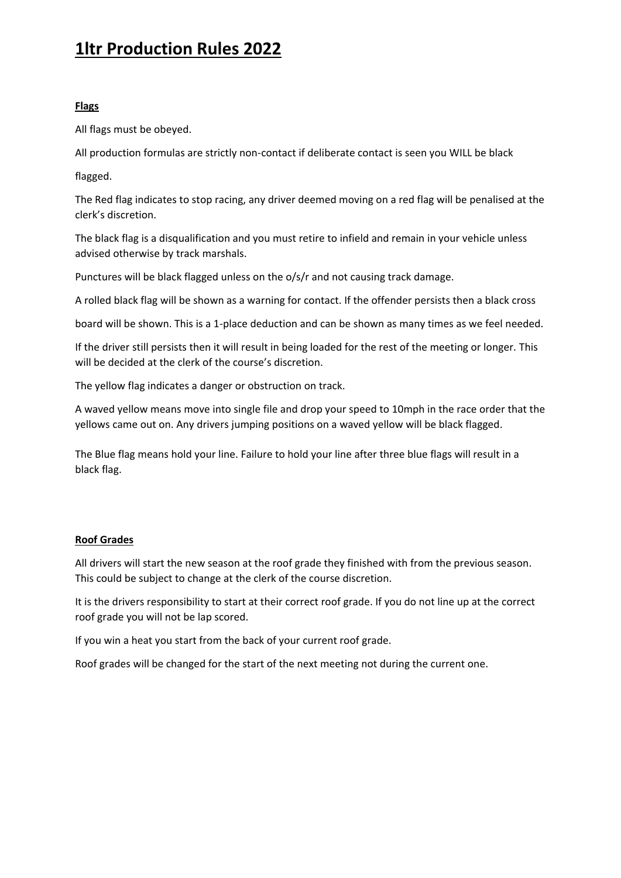# 1ltr Production Rules 2022

**Flags**

All flags must be obeyed.

All production formulas are strictly non-contact if deliberate contact is seen you WILL be black flagged.

The Red flag indicates to stop racing, any driver deemed moving on a red flag will be penalised at the clerk's discretion.

The black flag is a disqualification and you must retire to infield and remain in your vehicle unless advised otherwise by track marshals.

Punctures will be black flagged unless on the o/s/r and not causing track damage.

A rolled black flag will be shown as a warning for contact. If the offender persists then a black cross board will be shown. This is a 1-place deduction and can be shown as many times as we feel needed.

If the driver still persists then it will result in being loaded for the rest of the meeting or longer. This will be decided at the clerk of the course's discretion.

The yellow flag indicates a danger or obstruction on track.

A waved yellow means move into single file and drop your speed to 10mph in the race order that the yellows came out on. Any drivers jumping positions on a waved yellow will be black flagged.

The Blue flag means hold your line. Failure to hold your line after three blue flags will result in a black flag.

**Roof Grades**

All drivers will start the new season at the roof grade they finished with from the previous season. This could be subject to change at the clerk of the course discretion.

It is the drivers responsibility to start at their correct roof grade. If you do not line up at the correct roof grade you will not be lap scored.

If you win a heat you start from the back of your current roof grade.

Roof grades will be changed for the start of the next meeting not during the current one.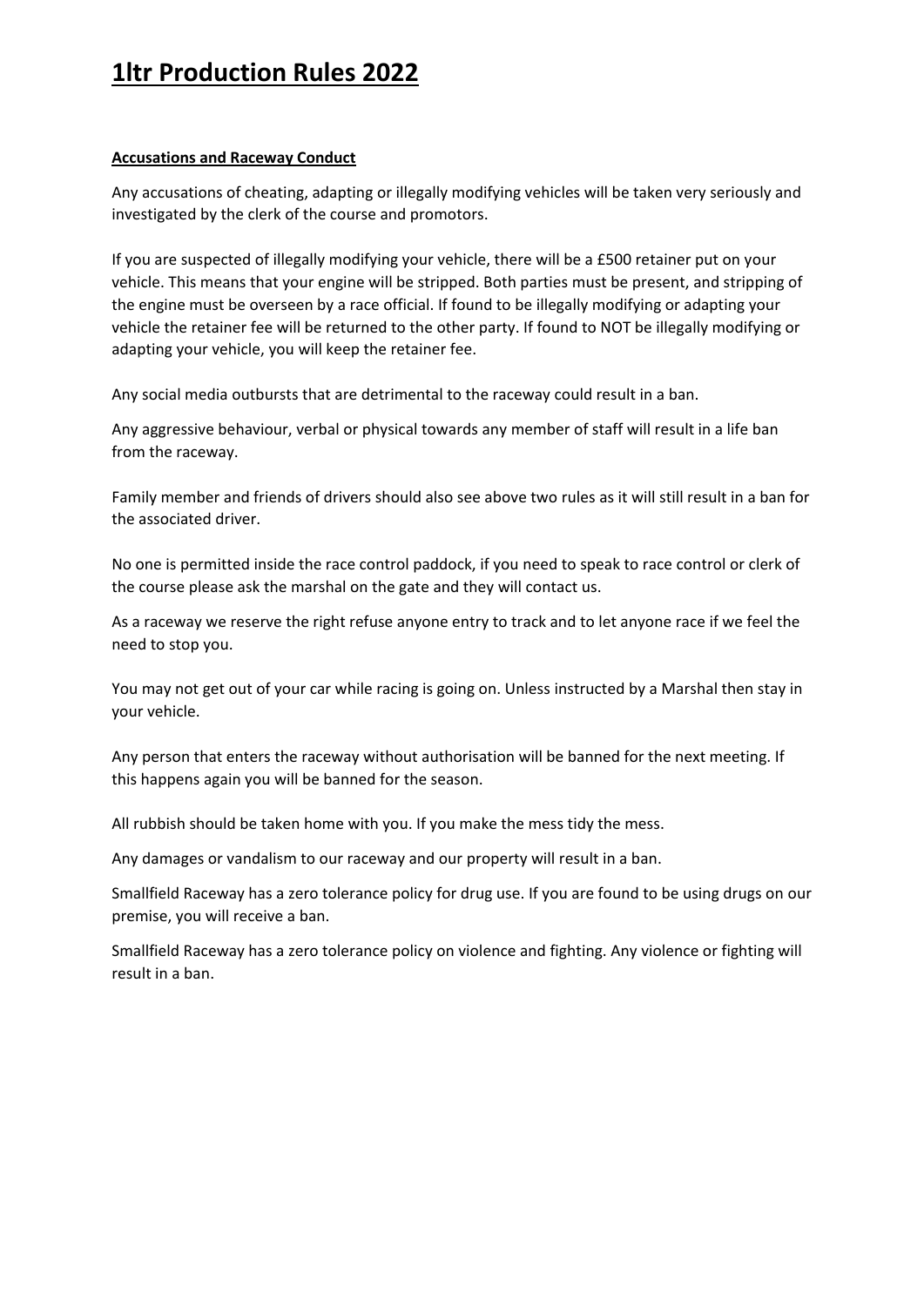# 1ltr Production Rules 2022

**Accusations and Raceway Conduct**

Any accusations of cheating, adapting or illegally modifying vehicles will be taken very seriously and investigated by the clerk of the course and promotors.

If you are suspected of illegally modifying your vehicle, there will be a £500 retainer put on your vehicle. This means that your engine will be stripped. Both parties must be present, and stripping of the engine must be overseen by a race official. If found to be illegally modifying or adapting your vehicle the retainer fee will be returned to the other party. If found to NOT be illegally modifying or adapting your vehicle, you will keep the retainer fee.

Any social media outbursts that are detrimental to the raceway could result in a ban.

Any aggressive behaviour, verbal or physical towards any member of staff will result in a life ban from the raceway.

Family member and friends of drivers should also see above two rules as it will still result in a ban for the associated driver.

No one is permitted inside the race control paddock, if you need to speak to race control or clerk of the course please ask the marshal on the gate and they will contact us.

As a raceway we reserve the right refuse anyone entry to track and to let anyone race if we feel the need to stop you.

You may not get out of your car while racing is going on. Unless instructed by a Marshal then stay in your vehicle.

Any person that enters the raceway without authorisation will be banned for the next meeting. If this happens again you will be banned for the season.

All rubbish should be taken home with you. If you make the mess tidy the mess.

Any damages or vandalism to our raceway and our property will result in a ban.

Smallfield Raceway has a zero tolerance policy for drug use. If you are found to be using drugs on our premise, you will receive a ban.

Smallfield Raceway has a zero tolerance policy on violence and fighting. Any violence or fighting will result in a ban.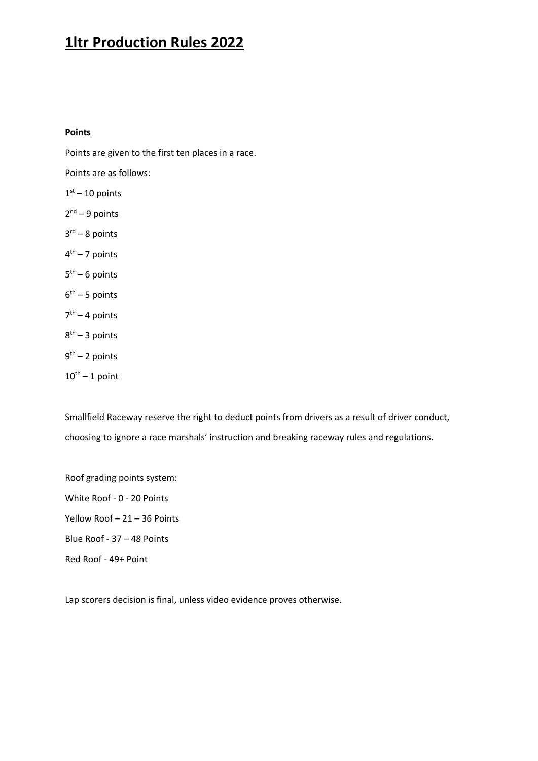# 1ltr Production Rules 2022

**Points**

Points are given to the first ten places in a race.

Points are as follows:

1st – 10 points

2nd – 9 points

3rd – 8 points

4th – 7 points

5th – 6 points

6th – 5 points

7th – 4 points

8th – 3 points

9th – 2 points

10th – 1 point

Smallfield Raceway reserve the right to deduct points from drivers as a result of driver conduct, choosing to ignore a race marshals' instruction and breaking raceway rules and regulations.

Roof grading points system:

White Roof - 0 - 20 Points

Yellow Roof – 21 – 36 Points

Blue Roof - 37 – 48 Points

Red Roof - 49+ Point

Lap scorers decision is final, unless video evidence proves otherwise.